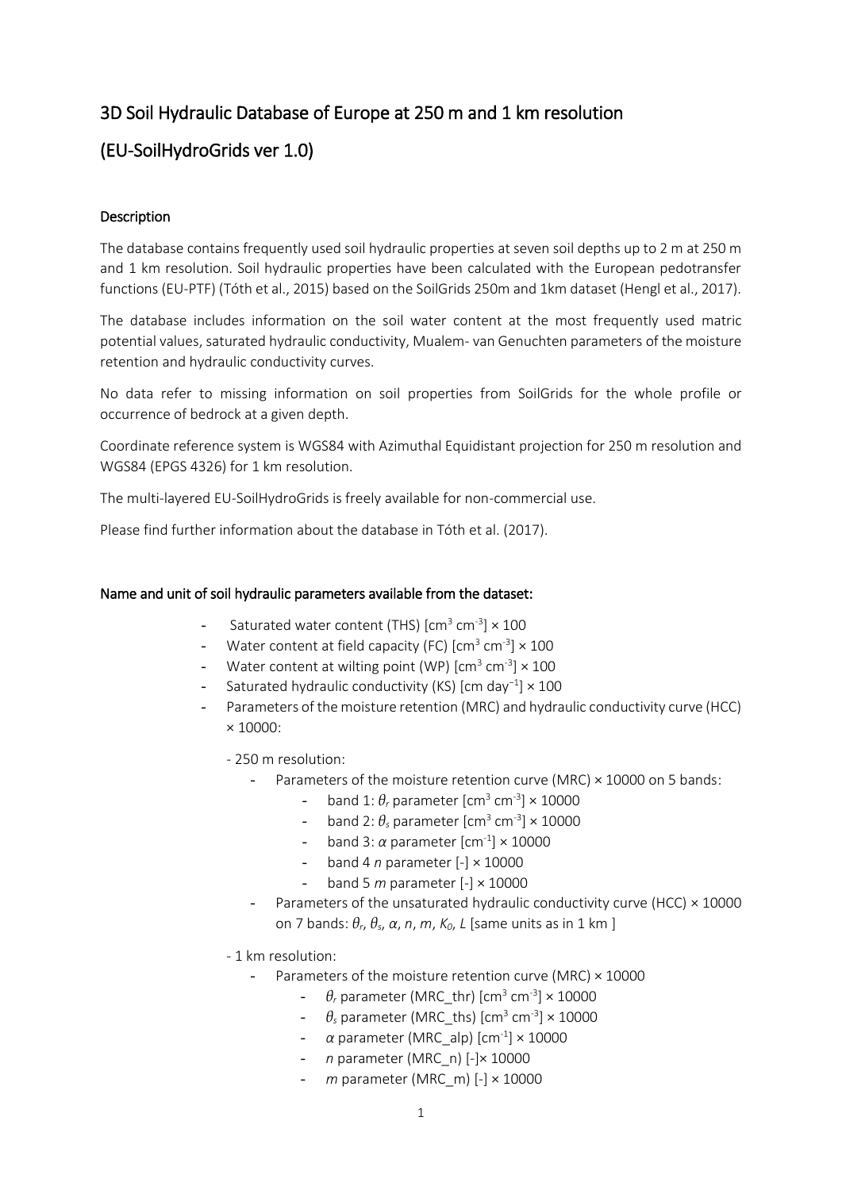# 3D Soil Hydraulic Database of Europe at 250 m and 1 km resolution

# (EU-SoilHydroGrids ver 1.0)

## Description

The database contains frequently used soil hydraulic properties at seven soil depths up to 2 m at 250 m and 1 km resolution. Soil hydraulic properties have been calculated with the European pedotransfer functions (EU-PTF) (Tóth et al., 2015) based on the SoilGrids 250m and 1km dataset (Hengl et al., 2017).

The database includes information on the soil water content at the most frequently used matric potential values, saturated hydraulic conductivity, Mualem- van Genuchten parameters of the moisture retention and hydraulic conductivity curves.

No data refer to missing information on soil properties from SoilGrids for the whole profile or occurrence of bedrock at a given depth.

Coordinate reference system is WGS84 with Azimuthal Equidistant projection for 250 m resolution and WGS84 (EPGS 4326) for 1 km resolution.

The multi-layered EU-SoilHydroGrids is freely available for non-commercial use.

Please find further information about the database in Tóth et al. (2017).

## Name and unit of soil hydraulic parameters available from the dataset:

- Saturated water content (THS) [$cm^3$ $cm^{-3}$] × 100
- Water content at field capacity (FC) [$cm^3$ $cm^{-3}$] × 100
- Water content at wilting point (WP) [$cm^3$ $cm^{-3}$] × 100
- Saturated hydraulic conductivity (KS) [cm $day^{-1}$] × 100
- Parameters of the moisture retention (MRC) and hydraulic conductivity curve (HCC) × 10000:
  - 250 m resolution:
    - Parameters of the moisture retention curve (MRC) × 10000 on 5 bands:
      - band 1: $\theta_r$ parameter [$cm^3$ $cm^{-3}$] × 10000
      - band 2: $\theta_s$ parameter [$cm^3$ $cm^{-3}$] × 10000
      - band 3: $\alpha$ parameter [$cm^{-1}$] × 10000
      - band 4 $n$ parameter [-] × 10000
      - band 5 $m$ parameter [-] × 10000
    - Parameters of the unsaturated hydraulic conductivity curve (HCC) × 10000 on 7 bands: $\theta_r$, $\theta_s$, $\alpha$, $n$, $m$, $K_0$, $L$ [same units as in 1 km ]
  - 1 km resolution:
    - Parameters of the moisture retention curve (MRC) × 10000
      - $\theta_r$ parameter (MRC_thr) [$cm^3$ $cm^{-3}$] × 10000
      - $\theta_s$ parameter (MRC_ths) [$cm^3$ $cm^{-3}$] × 10000
      - $\alpha$ parameter (MRC_alp) [$cm^{-1}$] × 10000
      - $n$ parameter (MRC_n) [-]× 10000
      - $m$ parameter (MRC_m) [-] × 10000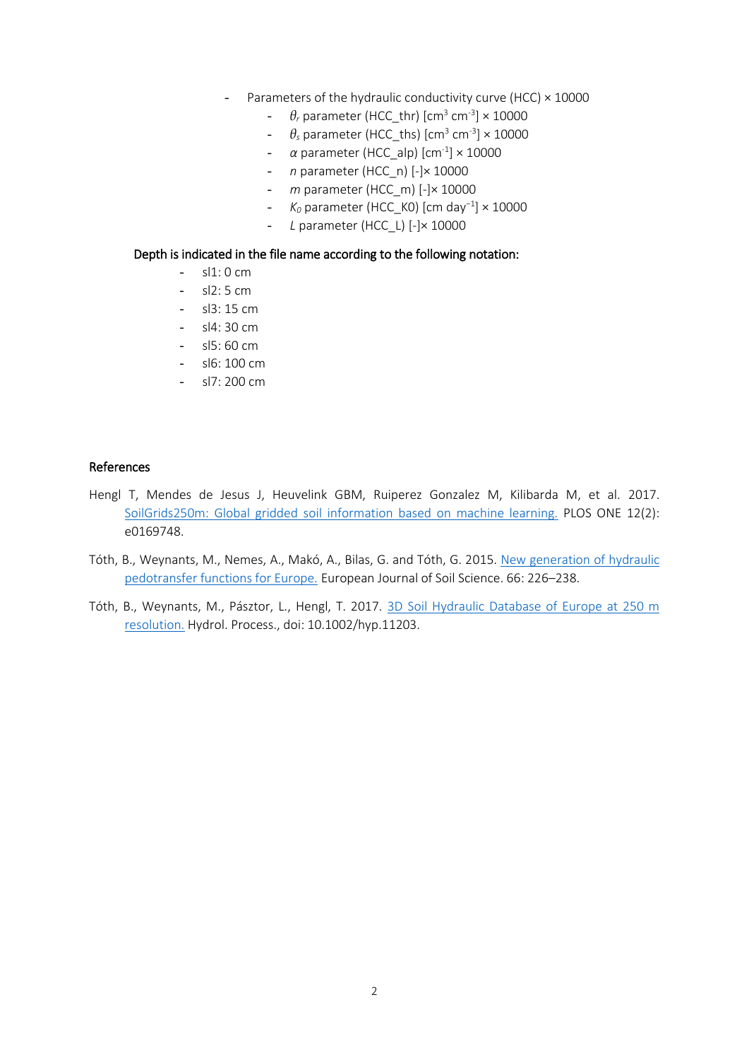- Parameters of the hydraulic conductivity curve (HCC) × 10000
  - $\theta_r$ parameter (HCC_thr) [$cm^3$ $cm^{-3}$] × 10000
  - $\theta_s$ parameter (HCC_ths) [$cm^3$ $cm^{-3}$] × 10000
  - $\alpha$ parameter (HCC_alp) [$cm^{-1}$] × 10000
  - $n$ parameter (HCC_n) [-]× 10000
  - $m$ parameter (HCC_m) [-]× 10000
  - $K_0$ parameter (HCC_K0) [cm $day^{-1}$] × 10000
  - $L$ parameter (HCC_L) [-]× 10000

**Depth is indicated in the file name according to the following notation:**

- sl1: 0 cm
- sl2: 5 cm
- sl3: 15 cm
- sl4: 30 cm
- sl5: 60 cm
- sl6: 100 cm
- sl7: 200 cm

## References

Hengl T, Mendes de Jesus J, Heuvelink GBM, Ruiperez Gonzalez M, Kilibarda M, et al. 2017. SoilGrids250m: Global gridded soil information based on machine learning. PLOS ONE 12(2): e0169748.

Tóth, B., Weynants, M., Nemes, A., Makó, A., Bilas, G. and Tóth, G. 2015. New generation of hydraulic pedotransfer functions for Europe. European Journal of Soil Science. 66: 226–238.

Tóth, B., Weynants, M., Pásztor, L., Hengl, T. 2017. 3D Soil Hydraulic Database of Europe at 250 m resolution. Hydrol. Process., doi: 10.1002/hyp.11203.